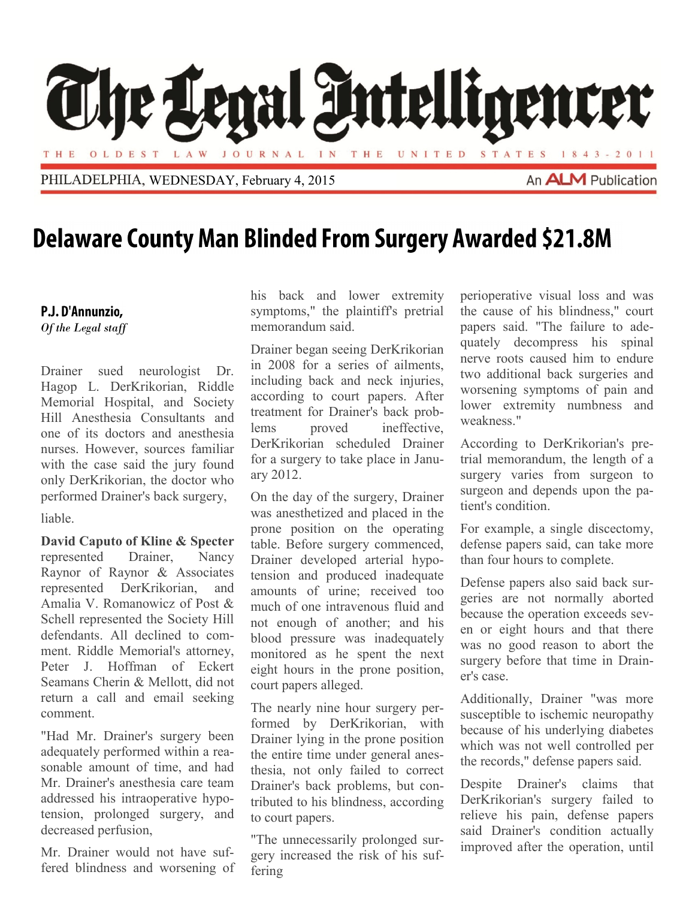# The Legal Intelligencer

THE OLDEST LAW JOURNAL IN THE UNITED STATES 1843-2011

PHILADELPHIA, WEDNESDAY, February 4, 2015

An ALM Publication

## Delaware County Man Blinded From Surgery Awarded $21.8M

**P.J. D'Annunzio,**
*Of the Legal staff*

Drainer sued neurologist Dr. Hagop L. DerKrikorian, Riddle Memorial Hospital, and Society Hill Anesthesia Consultants and one of its doctors and anesthesia nurses. However, sources familiar with the case said the jury found only DerKrikorian, the doctor who performed Drainer's back surgery, liable.

**David Caputo of Kline & Specter** represented Drainer, Nancy Raynor of Raynor & Associates represented DerKrikorian, and Amalia V. Romanowicz of Post & Schell represented the Society Hill defendants. All declined to comment. Riddle Memorial's attorney, Peter J. Hoffman of Eckert Seamans Cherin & Mellott, did not return a call and email seeking comment.

"Had Mr. Drainer's surgery been adequately performed within a reasonable amount of time, and had Mr. Drainer's anesthesia care team addressed his intraoperative hypotension, prolonged surgery, and decreased perfusion, Mr. Drainer would not have suffered blindness and worsening of his back and lower extremity symptoms," the plaintiff's pretrial memorandum said.

Drainer began seeing DerKrikorian in 2008 for a series of ailments, including back and neck injuries, according to court papers. After treatment for Drainer's back problems proved ineffective, DerKrikorian scheduled Drainer for a surgery to take place in January 2012.

On the day of the surgery, Drainer was anesthetized and placed in the prone position on the operating table. Before surgery commenced, Drainer developed arterial hypotension and produced inadequate amounts of urine; received too much of one intravenous fluid and not enough of another; and his blood pressure was inadequately monitored as he spent the next eight hours in the prone position, court papers alleged.

The nearly nine hour surgery performed by DerKrikorian, with Drainer lying in the prone position the entire time under general anesthesia, not only failed to correct Drainer's back problems, but contributed to his blindness, according to court papers.

"The unnecessarily prolonged surgery increased the risk of his suffering perioperative visual loss and was the cause of his blindness," court papers said. "The failure to adequately decompress his spinal nerve roots caused him to endure two additional back surgeries and worsening symptoms of pain and lower extremity numbness and weakness."

According to DerKrikorian's pretrial memorandum, the length of a surgery varies from surgeon to surgeon and depends upon the patient's condition.

For example, a single discectomy, defense papers said, can take more than four hours to complete.

Defense papers also said back surgeries are not normally aborted because the operation exceeds seven or eight hours and that there was no good reason to abort the surgery before that time in Drainer's case.

Additionally, Drainer "was more susceptible to ischemic neuropathy because of his underlying diabetes which was not well controlled per the records," defense papers said.

Despite Drainer's claims that DerKrikorian's surgery failed to relieve his pain, defense papers said Drainer's condition actually improved after the operation, until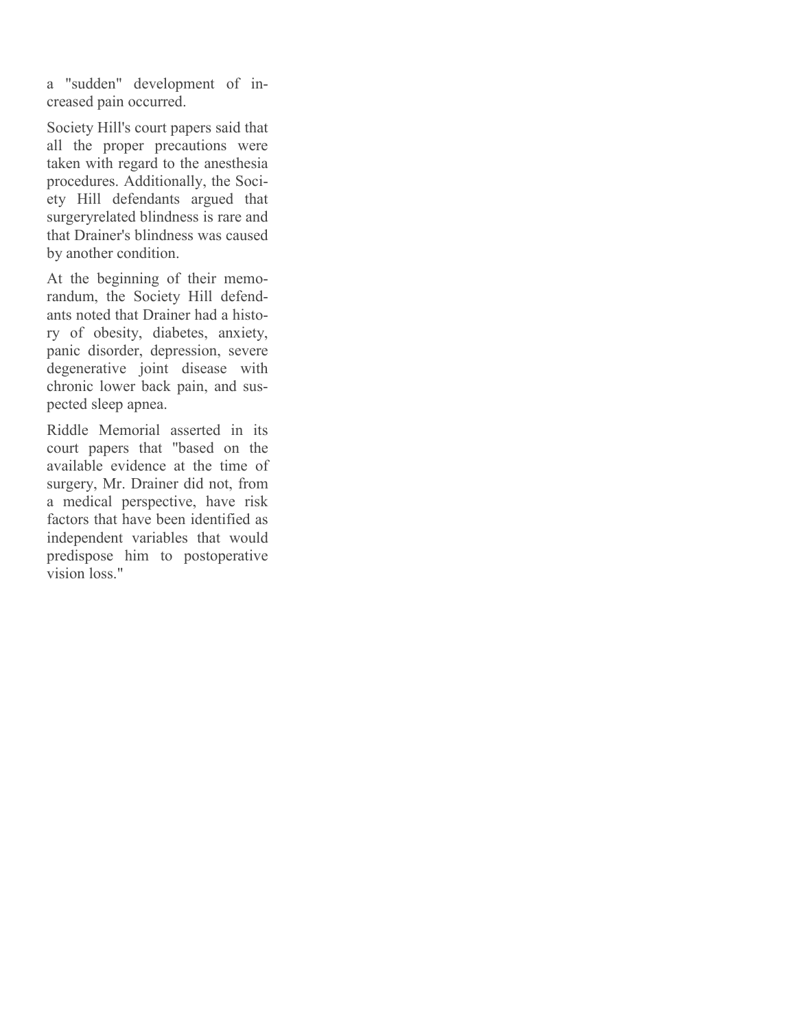a "sudden" development of increased pain occurred.

Society Hill's court papers said that all the proper precautions were taken with regard to the anesthesia procedures. Additionally, the Society Hill defendants argued that surgeryrelated blindness is rare and that Drainer's blindness was caused by another condition.

At the beginning of their memorandum, the Society Hill defendants noted that Drainer had a history of obesity, diabetes, anxiety, panic disorder, depression, severe degenerative joint disease with chronic lower back pain, and suspected sleep apnea.

Riddle Memorial asserted in its court papers that "based on the available evidence at the time of surgery, Mr. Drainer did not, from a medical perspective, have risk factors that have been identified as independent variables that would predispose him to postoperative vision loss."